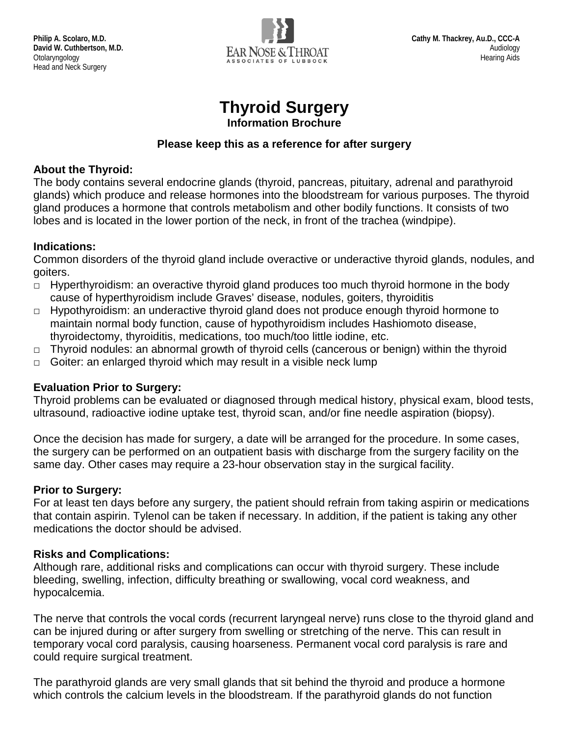Philip A. Scolaro, M.D.
David W. Cuthbertson, M.D.
Otolaryngology
Head and Neck Surgery

EAR NOSE & THROAT
ASSOCIATES OF LUBBOCK

Cathy M. Thackrey, Au.D., CCC-A
Audiology
Hearing Aids

# Thyroid Surgery

### Information Brochure

**Please keep this as a reference for after surgery**

**About the Thyroid:**
The body contains several endocrine glands (thyroid, pancreas, pituitary, adrenal and parathyroid glands) which produce and release hormones into the bloodstream for various purposes. The thyroid gland produces a hormone that controls metabolism and other bodily functions. It consists of two lobes and is located in the lower portion of the neck, in front of the trachea (windpipe).

**Indications:**
Common disorders of the thyroid gland include overactive or underactive thyroid glands, nodules, and goiters.

- Hyperthyroidism: an overactive thyroid gland produces too much thyroid hormone in the body cause of hyperthyroidism include Graves' disease, nodules, goiters, thyroiditis
- Hypothyroidism: an underactive thyroid gland does not produce enough thyroid hormone to maintain normal body function, cause of hypothyroidism includes Hashiomoto disease, thyroidectomy, thyroiditis, medications, too much/too little iodine, etc.
- Thyroid nodules: an abnormal growth of thyroid cells (cancerous or benign) within the thyroid
- Goiter: an enlarged thyroid which may result in a visible neck lump

**Evaluation Prior to Surgery:**
Thyroid problems can be evaluated or diagnosed through medical history, physical exam, blood tests, ultrasound, radioactive iodine uptake test, thyroid scan, and/or fine needle aspiration (biopsy).

Once the decision has made for surgery, a date will be arranged for the procedure. In some cases, the surgery can be performed on an outpatient basis with discharge from the surgery facility on the same day. Other cases may require a 23-hour observation stay in the surgical facility.

**Prior to Surgery:**
For at least ten days before any surgery, the patient should refrain from taking aspirin or medications that contain aspirin. Tylenol can be taken if necessary. In addition, if the patient is taking any other medications the doctor should be advised.

**Risks and Complications:**
Although rare, additional risks and complications can occur with thyroid surgery. These include bleeding, swelling, infection, difficulty breathing or swallowing, vocal cord weakness, and hypocalcemia.

The nerve that controls the vocal cords (recurrent laryngeal nerve) runs close to the thyroid gland and can be injured during or after surgery from swelling or stretching of the nerve. This can result in temporary vocal cord paralysis, causing hoarseness. Permanent vocal cord paralysis is rare and could require surgical treatment.

The parathyroid glands are very small glands that sit behind the thyroid and produce a hormone which controls the calcium levels in the bloodstream. If the parathyroid glands do not function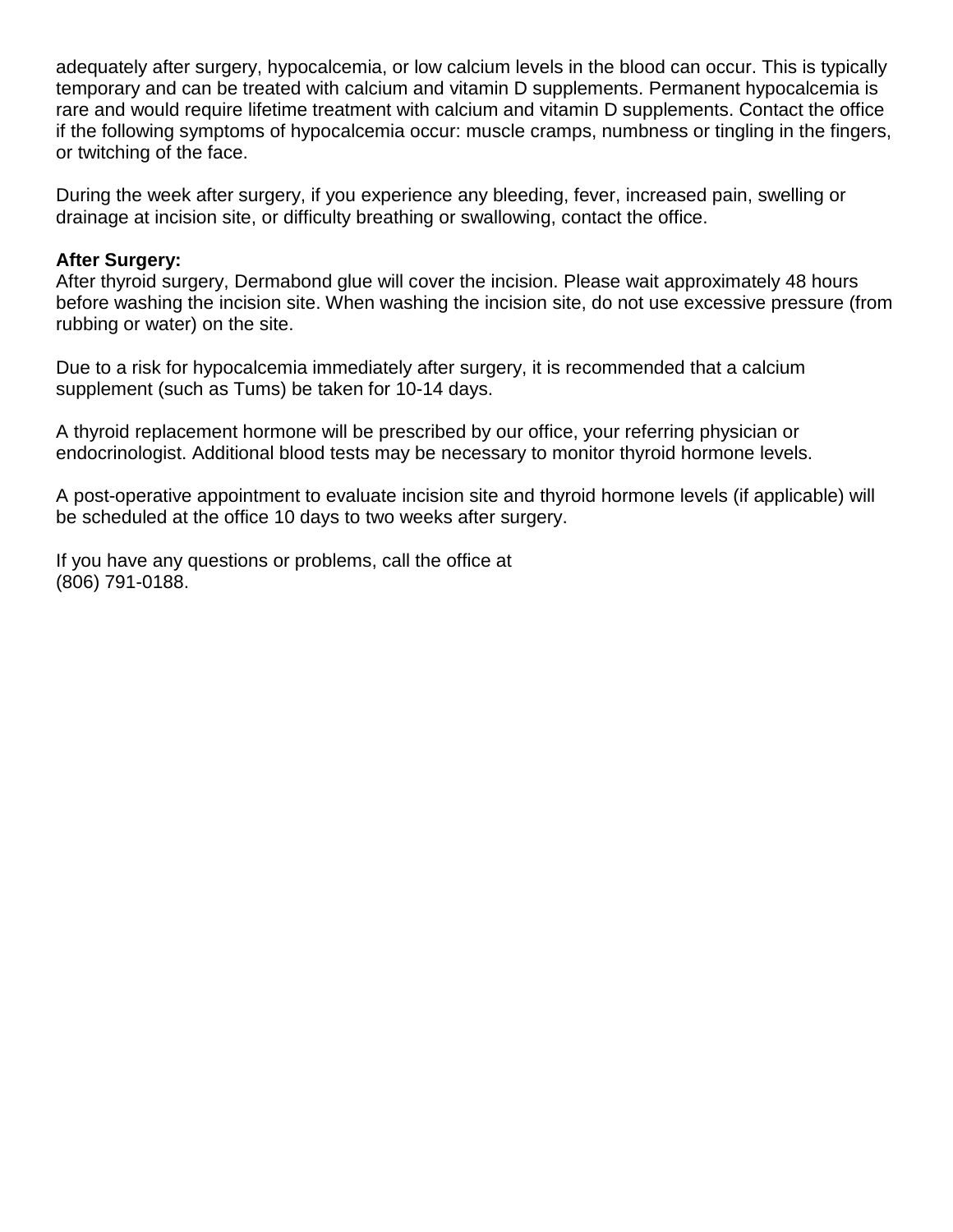adequately after surgery, hypocalcemia, or low calcium levels in the blood can occur. This is typically temporary and can be treated with calcium and vitamin D supplements. Permanent hypocalcemia is rare and would require lifetime treatment with calcium and vitamin D supplements. Contact the office if the following symptoms of hypocalcemia occur: muscle cramps, numbness or tingling in the fingers, or twitching of the face.

During the week after surgery, if you experience any bleeding, fever, increased pain, swelling or drainage at incision site, or difficulty breathing or swallowing, contact the office.

**After Surgery:**
After thyroid surgery, Dermabond glue will cover the incision. Please wait approximately 48 hours before washing the incision site. When washing the incision site, do not use excessive pressure (from rubbing or water) on the site.

Due to a risk for hypocalcemia immediately after surgery, it is recommended that a calcium supplement (such as Tums) be taken for 10-14 days.

A thyroid replacement hormone will be prescribed by our office, your referring physician or endocrinologist. Additional blood tests may be necessary to monitor thyroid hormone levels.

A post-operative appointment to evaluate incision site and thyroid hormone levels (if applicable) will be scheduled at the office 10 days to two weeks after surgery.

If you have any questions or problems, call the office at
(806) 791-0188.